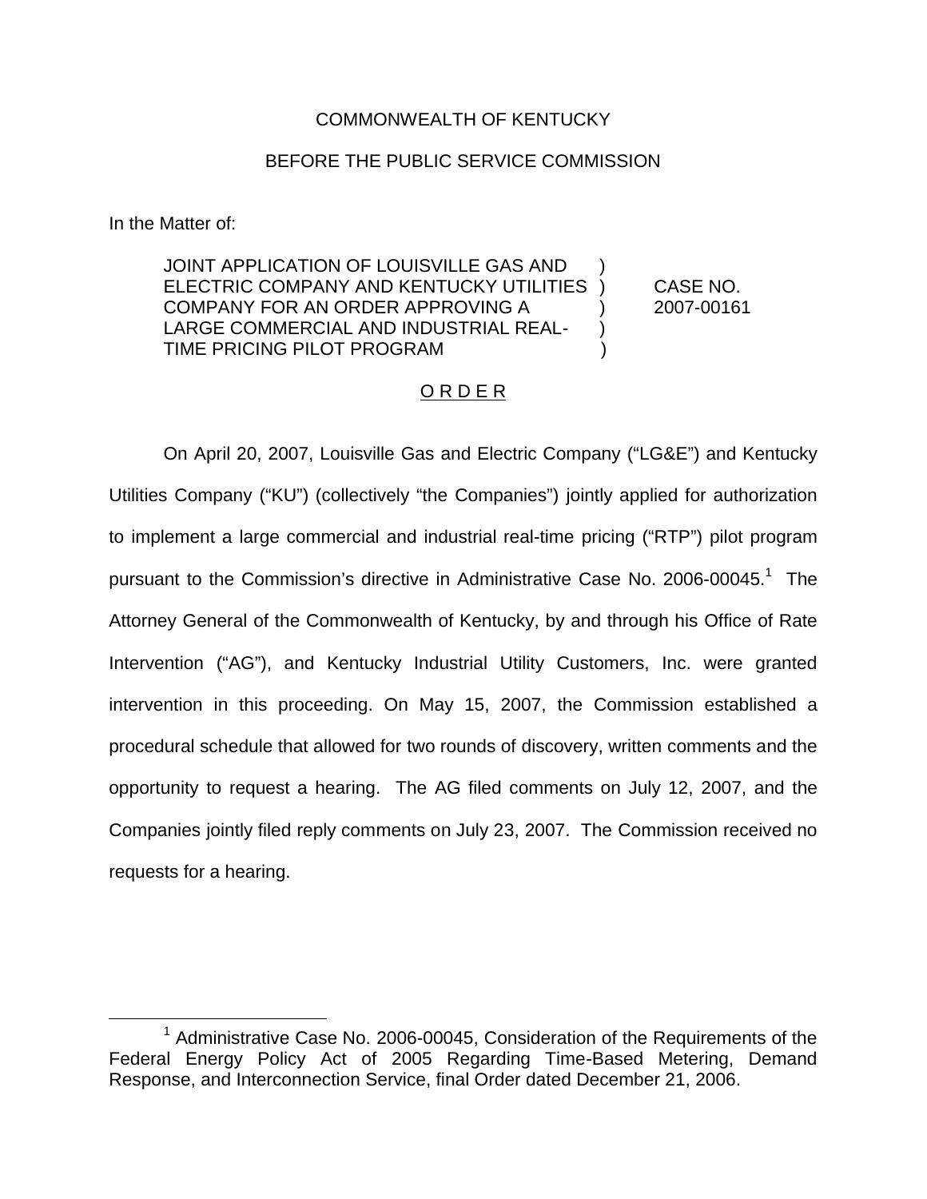COMMONWEALTH OF KENTUCKY

BEFORE THE PUBLIC SERVICE COMMISSION

In the Matter of:

| | | |
|---|---|---|
| JOINT APPLICATION OF LOUISVILLE GAS AND ELECTRIC COMPANY AND KENTUCKY UTILITIES COMPANY FOR AN ORDER APPROVING A LARGE COMMERCIAL AND INDUSTRIAL REAL-TIME PRICING PILOT PROGRAM | ) ) ) ) ) | CASE NO. 2007-00161 |

## O R D E R

On April 20, 2007, Louisville Gas and Electric Company ("LG&E") and Kentucky Utilities Company ("KU") (collectively "the Companies") jointly applied for authorization to implement a large commercial and industrial real-time pricing ("RTP") pilot program pursuant to the Commission's directive in Administrative Case No. 2006-00045.[1] The Attorney General of the Commonwealth of Kentucky, by and through his Office of Rate Intervention ("AG"), and Kentucky Industrial Utility Customers, Inc. were granted intervention in this proceeding. On May 15, 2007, the Commission established a procedural schedule that allowed for two rounds of discovery, written comments and the opportunity to request a hearing. The AG filed comments on July 12, 2007, and the Companies jointly filed reply comments on July 23, 2007. The Commission received no requests for a hearing.

[1] Administrative Case No. 2006-00045, Consideration of the Requirements of the Federal Energy Policy Act of 2005 Regarding Time-Based Metering, Demand Response, and Interconnection Service, final Order dated December 21, 2006.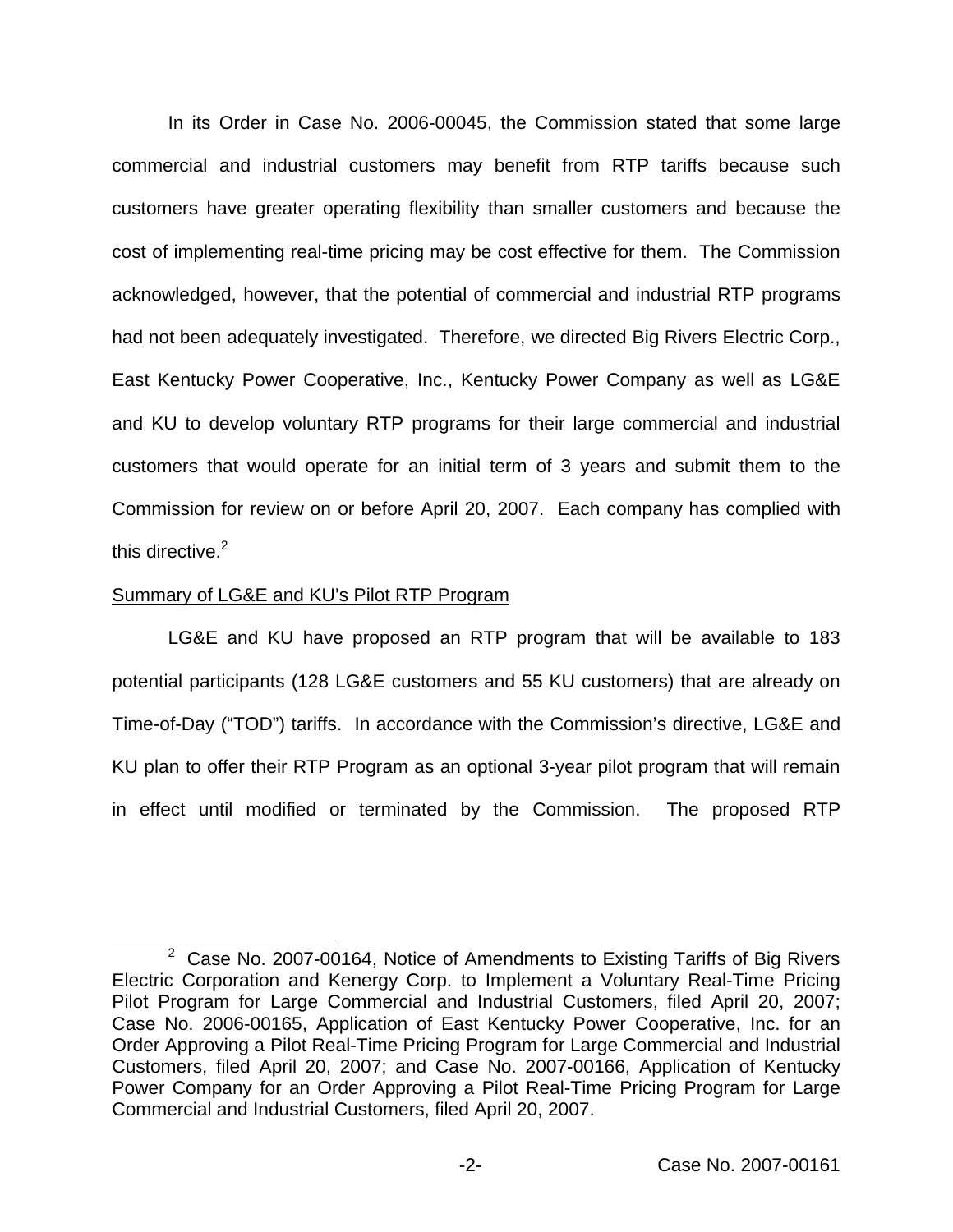In its Order in Case No. 2006-00045, the Commission stated that some large commercial and industrial customers may benefit from RTP tariffs because such customers have greater operating flexibility than smaller customers and because the cost of implementing real-time pricing may be cost effective for them. The Commission acknowledged, however, that the potential of commercial and industrial RTP programs had not been adequately investigated. Therefore, we directed Big Rivers Electric Corp., East Kentucky Power Cooperative, Inc., Kentucky Power Company as well as LG&E and KU to develop voluntary RTP programs for their large commercial and industrial customers that would operate for an initial term of 3 years and submit them to the Commission for review on or before April 20, 2007. Each company has complied with this directive.[2]

<u>Summary of LG&E and KU's Pilot RTP Program</u>

LG&E and KU have proposed an RTP program that will be available to 183 potential participants (128 LG&E customers and 55 KU customers) that are already on Time-of-Day ("TOD") tariffs. In accordance with the Commission's directive, LG&E and KU plan to offer their RTP Program as an optional 3-year pilot program that will remain in effect until modified or terminated by the Commission. The proposed RTP

[2] Case No. 2007-00164, Notice of Amendments to Existing Tariffs of Big Rivers Electric Corporation and Kenergy Corp. to Implement a Voluntary Real-Time Pricing Pilot Program for Large Commercial and Industrial Customers, filed April 20, 2007; Case No. 2006-00165, Application of East Kentucky Power Cooperative, Inc. for an Order Approving a Pilot Real-Time Pricing Program for Large Commercial and Industrial Customers, filed April 20, 2007; and Case No. 2007-00166, Application of Kentucky Power Company for an Order Approving a Pilot Real-Time Pricing Program for Large Commercial and Industrial Customers, filed April 20, 2007.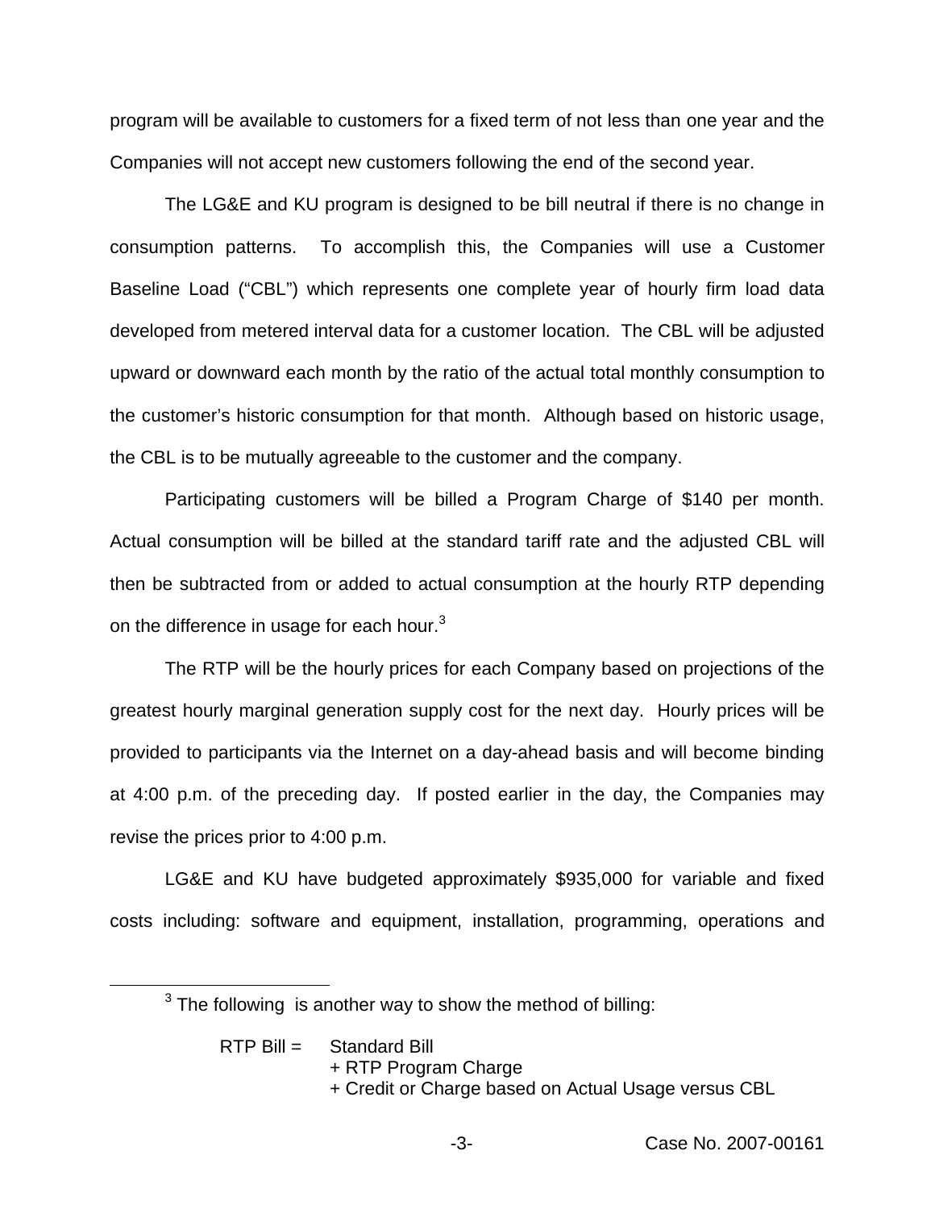program will be available to customers for a fixed term of not less than one year and the Companies will not accept new customers following the end of the second year.

The LG&E and KU program is designed to be bill neutral if there is no change in consumption patterns. To accomplish this, the Companies will use a Customer Baseline Load ("CBL") which represents one complete year of hourly firm load data developed from metered interval data for a customer location. The CBL will be adjusted upward or downward each month by the ratio of the actual total monthly consumption to the customer's historic consumption for that month. Although based on historic usage, the CBL is to be mutually agreeable to the customer and the company.

Participating customers will be billed a Program Charge of $140 per month. Actual consumption will be billed at the standard tariff rate and the adjusted CBL will then be subtracted from or added to actual consumption at the hourly RTP depending on the difference in usage for each hour.[3]

The RTP will be the hourly prices for each Company based on projections of the greatest hourly marginal generation supply cost for the next day. Hourly prices will be provided to participants via the Internet on a day-ahead basis and will become binding at 4:00 p.m. of the preceding day. If posted earlier in the day, the Companies may revise the prices prior to 4:00 p.m.

LG&E and KU have budgeted approximately $935,000 for variable and fixed costs including: software and equipment, installation, programming, operations and

---

[3] The following is another way to show the method of billing:

RTP Bill = Standard Bill
+ RTP Program Charge
+ Credit or Charge based on Actual Usage versus CBL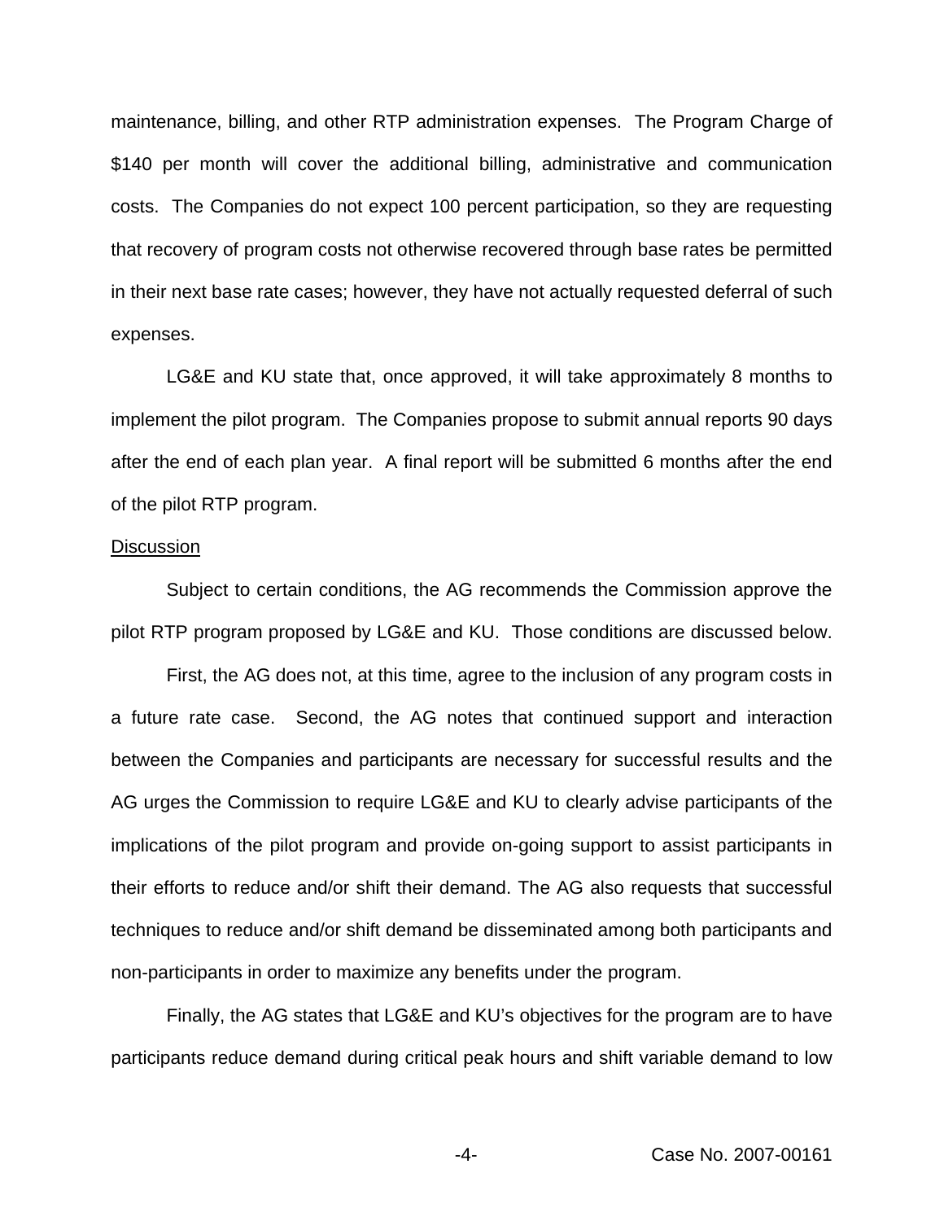maintenance, billing, and other RTP administration expenses. The Program Charge of $140 per month will cover the additional billing, administrative and communication costs. The Companies do not expect 100 percent participation, so they are requesting that recovery of program costs not otherwise recovered through base rates be permitted in their next base rate cases; however, they have not actually requested deferral of such expenses.

LG&E and KU state that, once approved, it will take approximately 8 months to implement the pilot program. The Companies propose to submit annual reports 90 days after the end of each plan year. A final report will be submitted 6 months after the end of the pilot RTP program.

Discussion

Subject to certain conditions, the AG recommends the Commission approve the pilot RTP program proposed by LG&E and KU. Those conditions are discussed below.

First, the AG does not, at this time, agree to the inclusion of any program costs in a future rate case. Second, the AG notes that continued support and interaction between the Companies and participants are necessary for successful results and the AG urges the Commission to require LG&E and KU to clearly advise participants of the implications of the pilot program and provide on-going support to assist participants in their efforts to reduce and/or shift their demand. The AG also requests that successful techniques to reduce and/or shift demand be disseminated among both participants and non-participants in order to maximize any benefits under the program.

Finally, the AG states that LG&E and KU's objectives for the program are to have participants reduce demand during critical peak hours and shift variable demand to low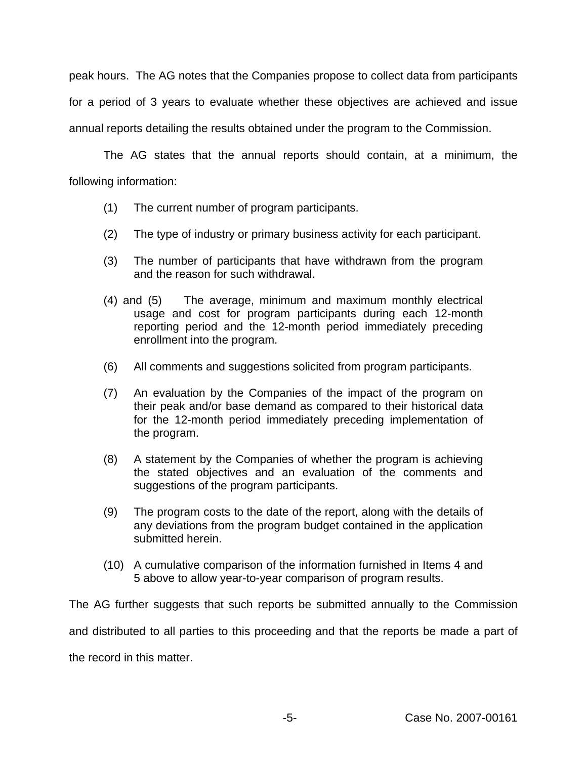peak hours. The AG notes that the Companies propose to collect data from participants for a period of 3 years to evaluate whether these objectives are achieved and issue annual reports detailing the results obtained under the program to the Commission.

The AG states that the annual reports should contain, at a minimum, the following information:

(1) The current number of program participants.

(2) The type of industry or primary business activity for each participant.

(3) The number of participants that have withdrawn from the program and the reason for such withdrawal.

(4) and (5) The average, minimum and maximum monthly electrical usage and cost for program participants during each 12-month reporting period and the 12-month period immediately preceding enrollment into the program.

(6) All comments and suggestions solicited from program participants.

(7) An evaluation by the Companies of the impact of the program on their peak and/or base demand as compared to their historical data for the 12-month period immediately preceding implementation of the program.

(8) A statement by the Companies of whether the program is achieving the stated objectives and an evaluation of the comments and suggestions of the program participants.

(9) The program costs to the date of the report, along with the details of any deviations from the program budget contained in the application submitted herein.

(10) A cumulative comparison of the information furnished in Items 4 and 5 above to allow year-to-year comparison of program results.

The AG further suggests that such reports be submitted annually to the Commission and distributed to all parties to this proceeding and that the reports be made a part of the record in this matter.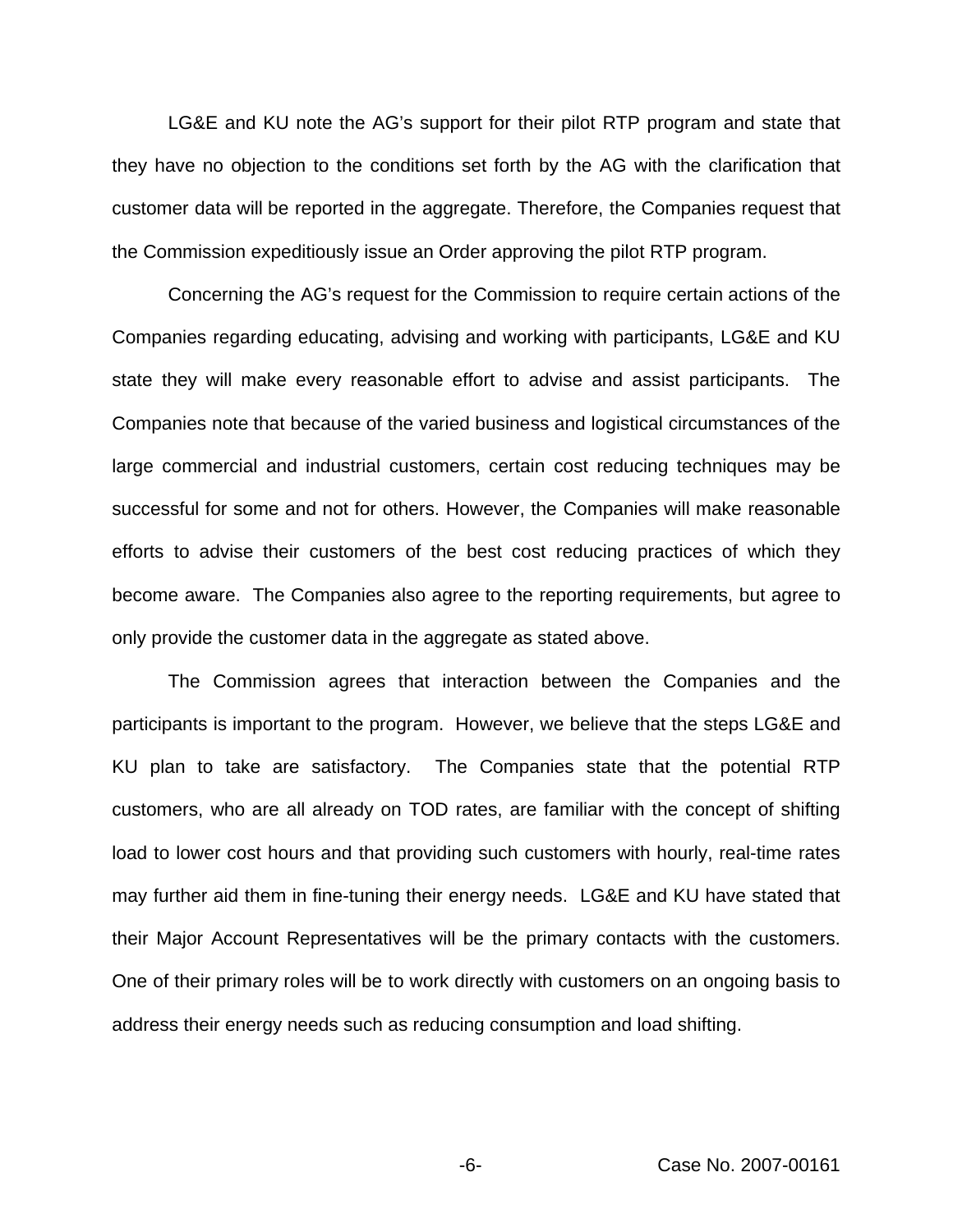LG&E and KU note the AG's support for their pilot RTP program and state that they have no objection to the conditions set forth by the AG with the clarification that customer data will be reported in the aggregate. Therefore, the Companies request that the Commission expeditiously issue an Order approving the pilot RTP program.

Concerning the AG's request for the Commission to require certain actions of the Companies regarding educating, advising and working with participants, LG&E and KU state they will make every reasonable effort to advise and assist participants. The Companies note that because of the varied business and logistical circumstances of the large commercial and industrial customers, certain cost reducing techniques may be successful for some and not for others. However, the Companies will make reasonable efforts to advise their customers of the best cost reducing practices of which they become aware. The Companies also agree to the reporting requirements, but agree to only provide the customer data in the aggregate as stated above.

The Commission agrees that interaction between the Companies and the participants is important to the program. However, we believe that the steps LG&E and KU plan to take are satisfactory. The Companies state that the potential RTP customers, who are all already on TOD rates, are familiar with the concept of shifting load to lower cost hours and that providing such customers with hourly, real-time rates may further aid them in fine-tuning their energy needs. LG&E and KU have stated that their Major Account Representatives will be the primary contacts with the customers. One of their primary roles will be to work directly with customers on an ongoing basis to address their energy needs such as reducing consumption and load shifting.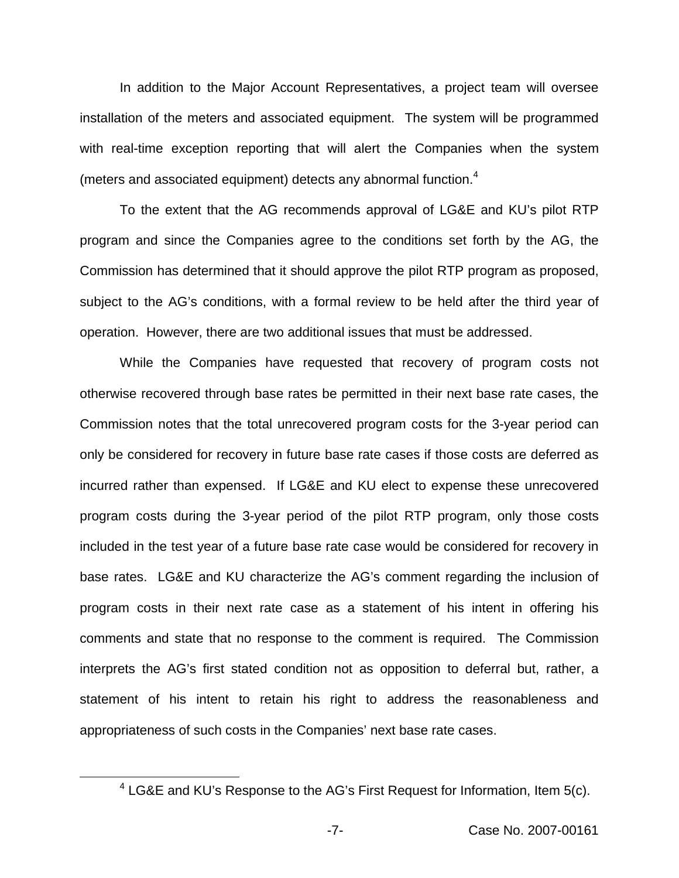In addition to the Major Account Representatives, a project team will oversee installation of the meters and associated equipment. The system will be programmed with real-time exception reporting that will alert the Companies when the system (meters and associated equipment) detects any abnormal function.[4]

To the extent that the AG recommends approval of LG&E and KU's pilot RTP program and since the Companies agree to the conditions set forth by the AG, the Commission has determined that it should approve the pilot RTP program as proposed, subject to the AG's conditions, with a formal review to be held after the third year of operation. However, there are two additional issues that must be addressed.

While the Companies have requested that recovery of program costs not otherwise recovered through base rates be permitted in their next base rate cases, the Commission notes that the total unrecovered program costs for the 3-year period can only be considered for recovery in future base rate cases if those costs are deferred as incurred rather than expensed. If LG&E and KU elect to expense these unrecovered program costs during the 3-year period of the pilot RTP program, only those costs included in the test year of a future base rate case would be considered for recovery in base rates. LG&E and KU characterize the AG's comment regarding the inclusion of program costs in their next rate case as a statement of his intent in offering his comments and state that no response to the comment is required. The Commission interprets the AG's first stated condition not as opposition to deferral but, rather, a statement of his intent to retain his right to address the reasonableness and appropriateness of such costs in the Companies' next base rate cases.

[4] LG&E and KU's Response to the AG's First Request for Information, Item 5(c).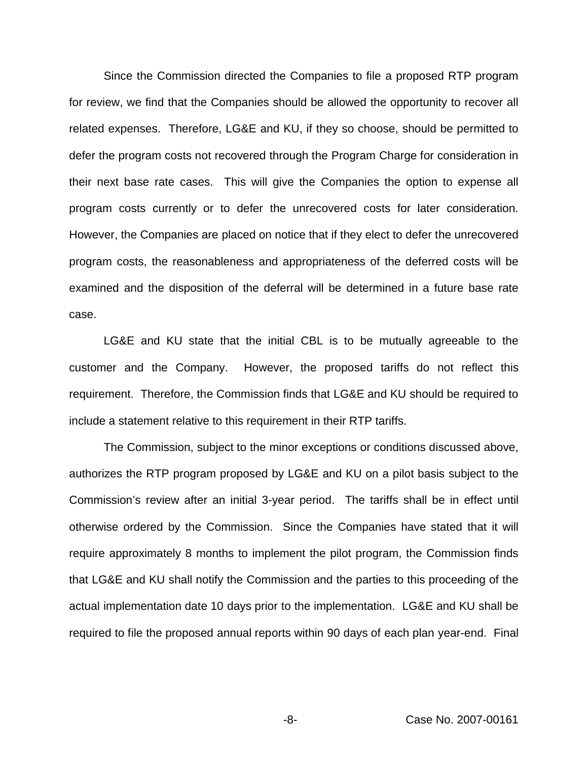Since the Commission directed the Companies to file a proposed RTP program for review, we find that the Companies should be allowed the opportunity to recover all related expenses. Therefore, LG&E and KU, if they so choose, should be permitted to defer the program costs not recovered through the Program Charge for consideration in their next base rate cases. This will give the Companies the option to expense all program costs currently or to defer the unrecovered costs for later consideration. However, the Companies are placed on notice that if they elect to defer the unrecovered program costs, the reasonableness and appropriateness of the deferred costs will be examined and the disposition of the deferral will be determined in a future base rate case.

LG&E and KU state that the initial CBL is to be mutually agreeable to the customer and the Company. However, the proposed tariffs do not reflect this requirement. Therefore, the Commission finds that LG&E and KU should be required to include a statement relative to this requirement in their RTP tariffs.

The Commission, subject to the minor exceptions or conditions discussed above, authorizes the RTP program proposed by LG&E and KU on a pilot basis subject to the Commission's review after an initial 3-year period. The tariffs shall be in effect until otherwise ordered by the Commission. Since the Companies have stated that it will require approximately 8 months to implement the pilot program, the Commission finds that LG&E and KU shall notify the Commission and the parties to this proceeding of the actual implementation date 10 days prior to the implementation. LG&E and KU shall be required to file the proposed annual reports within 90 days of each plan year-end. Final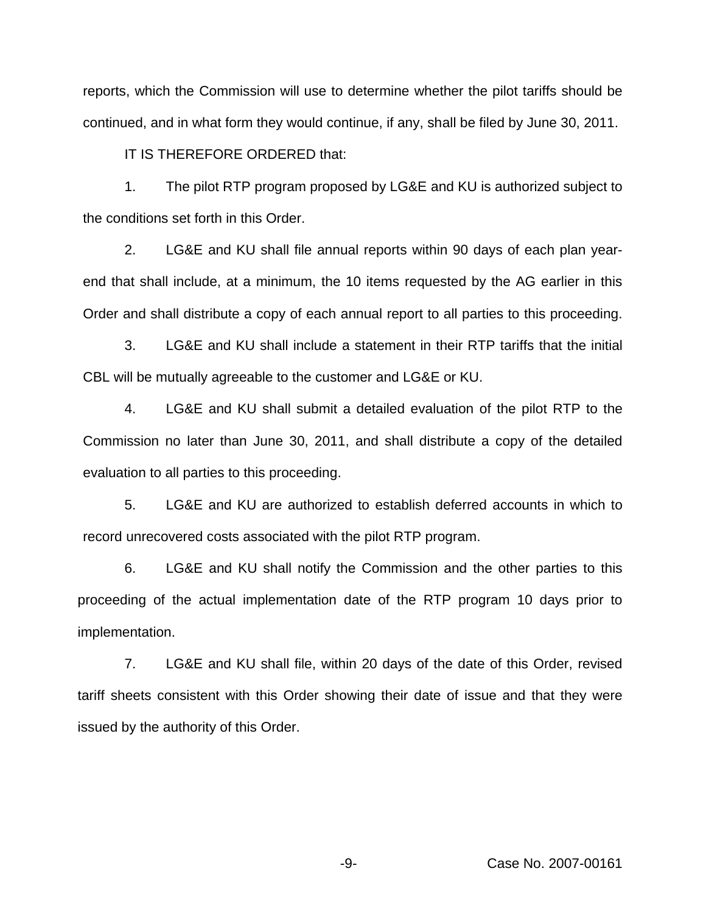reports, which the Commission will use to determine whether the pilot tariffs should be continued, and in what form they would continue, if any, shall be filed by June 30, 2011.

IT IS THEREFORE ORDERED that:

1. The pilot RTP program proposed by LG&E and KU is authorized subject to the conditions set forth in this Order.

2. LG&E and KU shall file annual reports within 90 days of each plan year-end that shall include, at a minimum, the 10 items requested by the AG earlier in this Order and shall distribute a copy of each annual report to all parties to this proceeding.

3. LG&E and KU shall include a statement in their RTP tariffs that the initial CBL will be mutually agreeable to the customer and LG&E or KU.

4. LG&E and KU shall submit a detailed evaluation of the pilot RTP to the Commission no later than June 30, 2011, and shall distribute a copy of the detailed evaluation to all parties to this proceeding.

5. LG&E and KU are authorized to establish deferred accounts in which to record unrecovered costs associated with the pilot RTP program.

6. LG&E and KU shall notify the Commission and the other parties to this proceeding of the actual implementation date of the RTP program 10 days prior to implementation.

7. LG&E and KU shall file, within 20 days of the date of this Order, revised tariff sheets consistent with this Order showing their date of issue and that they were issued by the authority of this Order.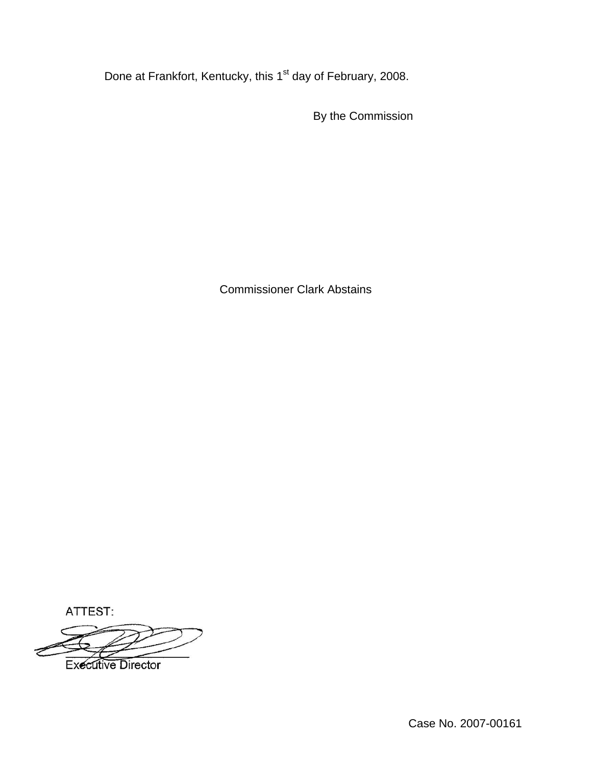Done at Frankfort, Kentucky, this 1st day of February, 2008.

By the Commission

Commissioner Clark Abstains

ATTEST:

Executive Director

Case No. 2007-00161